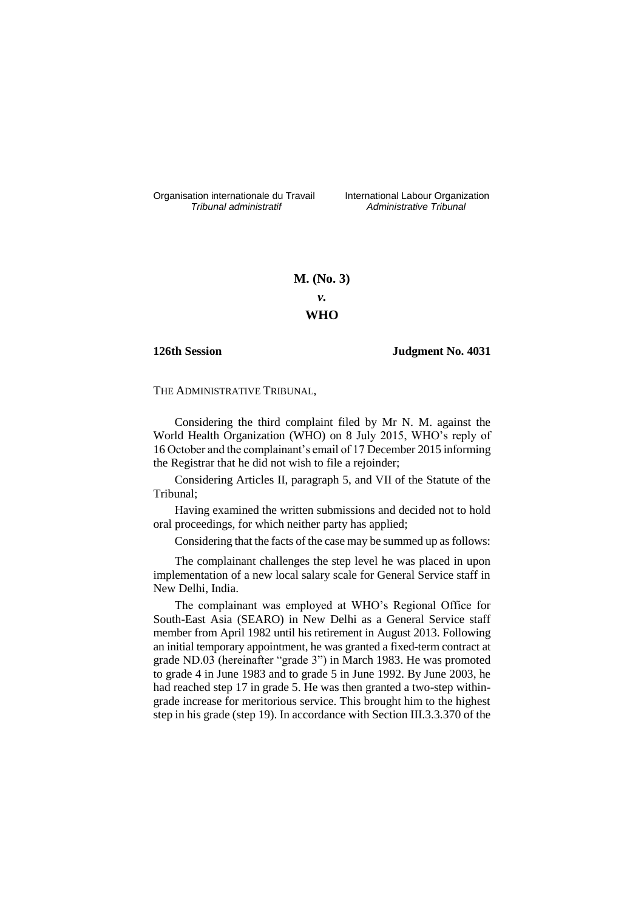Organisation internationale du Travail
*Tribunal administratif*

International Labour Organization
*Administrative Tribunal*

**M. (No. 3)**

***v.***

**WHO**

**126th Session** **Judgment No. 4031**

THE ADMINISTRATIVE TRIBUNAL,

Considering the third complaint filed by Mr N. M. against the World Health Organization (WHO) on 8 July 2015, WHO's reply of 16 October and the complainant's email of 17 December 2015 informing the Registrar that he did not wish to file a rejoinder;

Considering Articles II, paragraph 5, and VII of the Statute of the Tribunal;

Having examined the written submissions and decided not to hold oral proceedings, for which neither party has applied;

Considering that the facts of the case may be summed up as follows:

The complainant challenges the step level he was placed in upon implementation of a new local salary scale for General Service staff in New Delhi, India.

The complainant was employed at WHO's Regional Office for South-East Asia (SEARO) in New Delhi as a General Service staff member from April 1982 until his retirement in August 2013. Following an initial temporary appointment, he was granted a fixed-term contract at grade ND.03 (hereinafter "grade 3") in March 1983. He was promoted to grade 4 in June 1983 and to grade 5 in June 1992. By June 2003, he had reached step 17 in grade 5. He was then granted a two-step within-grade increase for meritorious service. This brought him to the highest step in his grade (step 19). In accordance with Section III.3.3.370 of the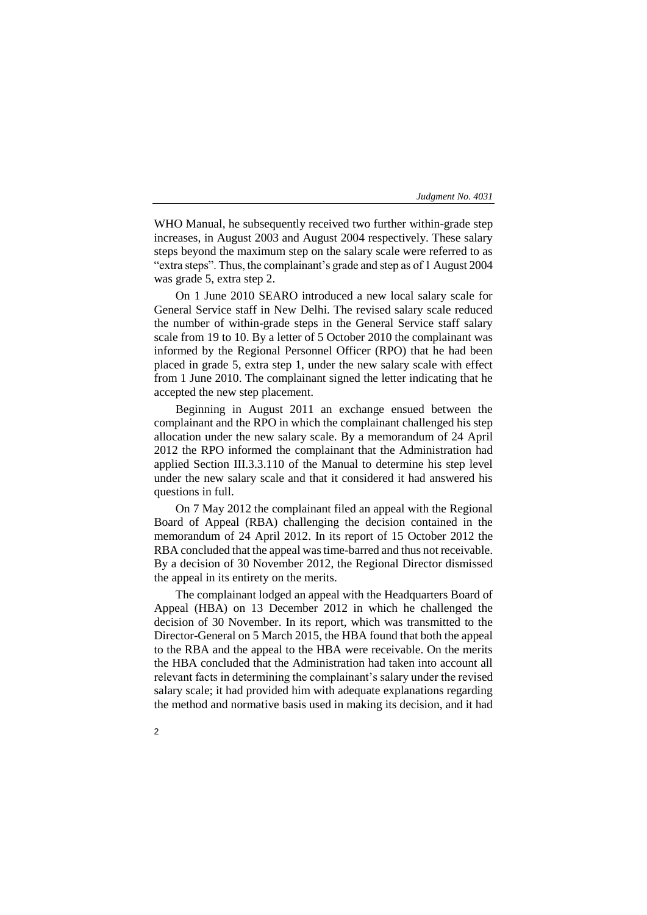WHO Manual, he subsequently received two further within-grade step increases, in August 2003 and August 2004 respectively. These salary steps beyond the maximum step on the salary scale were referred to as "extra steps". Thus, the complainant's grade and step as of 1 August 2004 was grade 5, extra step 2.

On 1 June 2010 SEARO introduced a new local salary scale for General Service staff in New Delhi. The revised salary scale reduced the number of within-grade steps in the General Service staff salary scale from 19 to 10. By a letter of 5 October 2010 the complainant was informed by the Regional Personnel Officer (RPO) that he had been placed in grade 5, extra step 1, under the new salary scale with effect from 1 June 2010. The complainant signed the letter indicating that he accepted the new step placement.

Beginning in August 2011 an exchange ensued between the complainant and the RPO in which the complainant challenged his step allocation under the new salary scale. By a memorandum of 24 April 2012 the RPO informed the complainant that the Administration had applied Section III.3.3.110 of the Manual to determine his step level under the new salary scale and that it considered it had answered his questions in full.

On 7 May 2012 the complainant filed an appeal with the Regional Board of Appeal (RBA) challenging the decision contained in the memorandum of 24 April 2012. In its report of 15 October 2012 the RBA concluded that the appeal was time-barred and thus not receivable. By a decision of 30 November 2012, the Regional Director dismissed the appeal in its entirety on the merits.

The complainant lodged an appeal with the Headquarters Board of Appeal (HBA) on 13 December 2012 in which he challenged the decision of 30 November. In its report, which was transmitted to the Director-General on 5 March 2015, the HBA found that both the appeal to the RBA and the appeal to the HBA were receivable. On the merits the HBA concluded that the Administration had taken into account all relevant facts in determining the complainant's salary under the revised salary scale; it had provided him with adequate explanations regarding the method and normative basis used in making its decision, and it had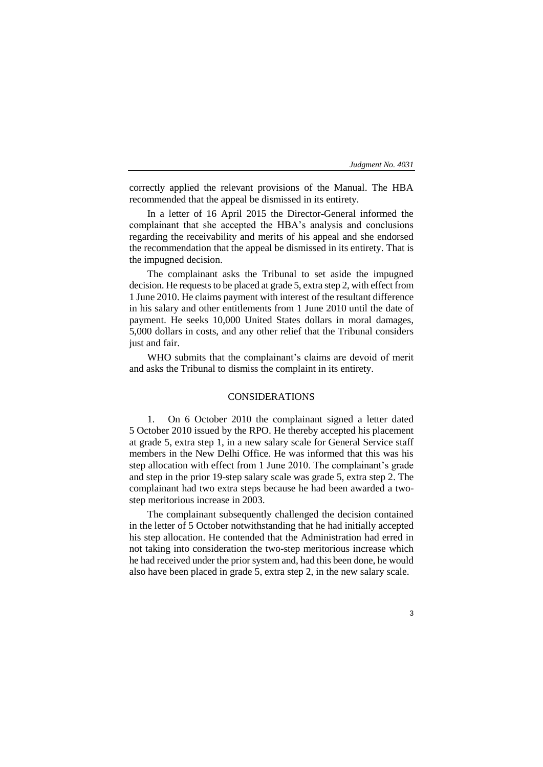correctly applied the relevant provisions of the Manual. The HBA recommended that the appeal be dismissed in its entirety.

In a letter of 16 April 2015 the Director-General informed the complainant that she accepted the HBA's analysis and conclusions regarding the receivability and merits of his appeal and she endorsed the recommendation that the appeal be dismissed in its entirety. That is the impugned decision.

The complainant asks the Tribunal to set aside the impugned decision. He requests to be placed at grade 5, extra step 2, with effect from 1 June 2010. He claims payment with interest of the resultant difference in his salary and other entitlements from 1 June 2010 until the date of payment. He seeks 10,000 United States dollars in moral damages, 5,000 dollars in costs, and any other relief that the Tribunal considers just and fair.

WHO submits that the complainant's claims are devoid of merit and asks the Tribunal to dismiss the complaint in its entirety.

## CONSIDERATIONS

1. On 6 October 2010 the complainant signed a letter dated 5 October 2010 issued by the RPO. He thereby accepted his placement at grade 5, extra step 1, in a new salary scale for General Service staff members in the New Delhi Office. He was informed that this was his step allocation with effect from 1 June 2010. The complainant's grade and step in the prior 19-step salary scale was grade 5, extra step 2. The complainant had two extra steps because he had been awarded a two-step meritorious increase in 2003.

The complainant subsequently challenged the decision contained in the letter of 5 October notwithstanding that he had initially accepted his step allocation. He contended that the Administration had erred in not taking into consideration the two-step meritorious increase which he had received under the prior system and, had this been done, he would also have been placed in grade 5, extra step 2, in the new salary scale.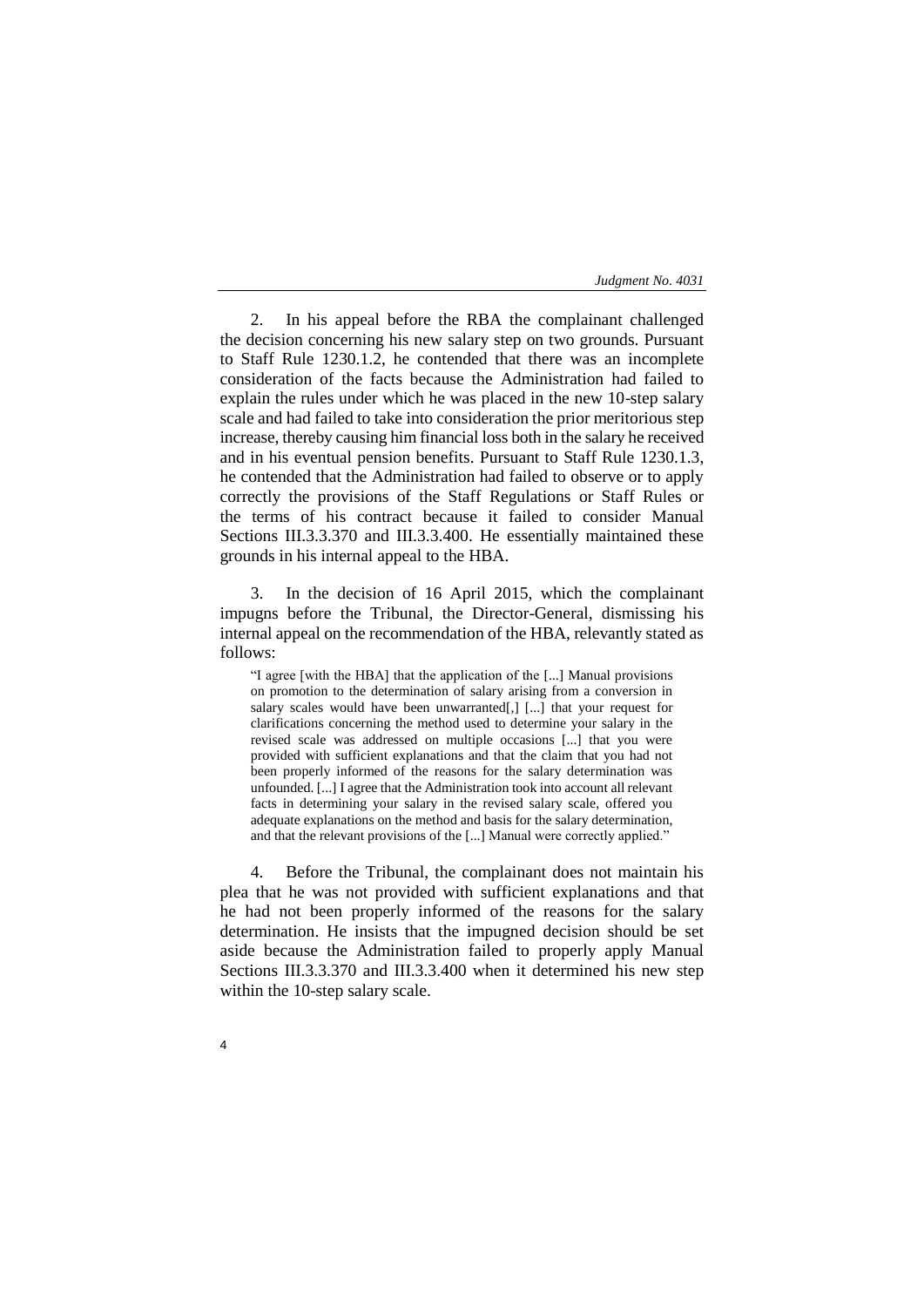2. In his appeal before the RBA the complainant challenged the decision concerning his new salary step on two grounds. Pursuant to Staff Rule 1230.1.2, he contended that there was an incomplete consideration of the facts because the Administration had failed to explain the rules under which he was placed in the new 10-step salary scale and had failed to take into consideration the prior meritorious step increase, thereby causing him financial loss both in the salary he received and in his eventual pension benefits. Pursuant to Staff Rule 1230.1.3, he contended that the Administration had failed to observe or to apply correctly the provisions of the Staff Regulations or Staff Rules or the terms of his contract because it failed to consider Manual Sections III.3.3.370 and III.3.3.400. He essentially maintained these grounds in his internal appeal to the HBA.

3. In the decision of 16 April 2015, which the complainant impugns before the Tribunal, the Director-General, dismissing his internal appeal on the recommendation of the HBA, relevantly stated as follows:

> "I agree [with the HBA] that the application of the [...] Manual provisions on promotion to the determination of salary arising from a conversion in salary scales would have been unwarranted[,] [...] that your request for clarifications concerning the method used to determine your salary in the revised scale was addressed on multiple occasions [...] that you were provided with sufficient explanations and that the claim that you had not been properly informed of the reasons for the salary determination was unfounded. [...] I agree that the Administration took into account all relevant facts in determining your salary in the revised salary scale, offered you adequate explanations on the method and basis for the salary determination, and that the relevant provisions of the [...] Manual were correctly applied."

4. Before the Tribunal, the complainant does not maintain his plea that he was not provided with sufficient explanations and that he had not been properly informed of the reasons for the salary determination. He insists that the impugned decision should be set aside because the Administration failed to properly apply Manual Sections III.3.3.370 and III.3.3.400 when it determined his new step within the 10-step salary scale.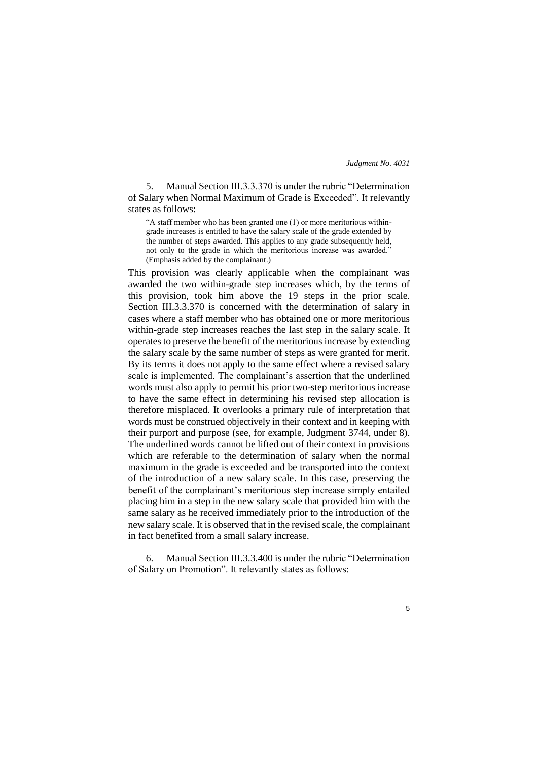5. Manual Section III.3.3.370 is under the rubric "Determination of Salary when Normal Maximum of Grade is Exceeded". It relevantly states as follows:

> "A staff member who has been granted one (1) or more meritorious within-grade increases is entitled to have the salary scale of the grade extended by the number of steps awarded. This applies to <u>any grade subsequently held</u>, not only to the grade in which the meritorious increase was awarded." (Emphasis added by the complainant.)

This provision was clearly applicable when the complainant was awarded the two within-grade step increases which, by the terms of this provision, took him above the 19 steps in the prior scale. Section III.3.3.370 is concerned with the determination of salary in cases where a staff member who has obtained one or more meritorious within-grade step increases reaches the last step in the salary scale. It operates to preserve the benefit of the meritorious increase by extending the salary scale by the same number of steps as were granted for merit. By its terms it does not apply to the same effect where a revised salary scale is implemented. The complainant's assertion that the underlined words must also apply to permit his prior two-step meritorious increase to have the same effect in determining his revised step allocation is therefore misplaced. It overlooks a primary rule of interpretation that words must be construed objectively in their context and in keeping with their purport and purpose (see, for example, Judgment 3744, under 8). The underlined words cannot be lifted out of their context in provisions which are referable to the determination of salary when the normal maximum in the grade is exceeded and be transported into the context of the introduction of a new salary scale. In this case, preserving the benefit of the complainant's meritorious step increase simply entailed placing him in a step in the new salary scale that provided him with the same salary as he received immediately prior to the introduction of the new salary scale. It is observed that in the revised scale, the complainant in fact benefited from a small salary increase.

6. Manual Section III.3.3.400 is under the rubric "Determination of Salary on Promotion". It relevantly states as follows: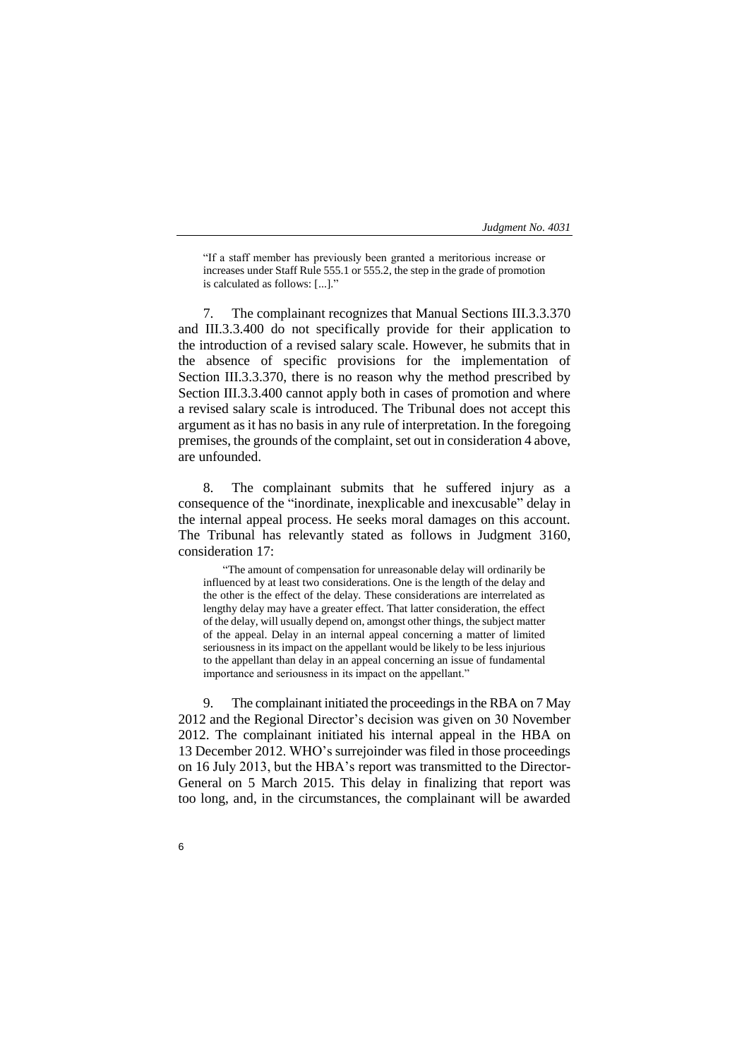"If a staff member has previously been granted a meritorious increase or increases under Staff Rule 555.1 or 555.2, the step in the grade of promotion is calculated as follows: [...]."

7. The complainant recognizes that Manual Sections III.3.3.370 and III.3.3.400 do not specifically provide for their application to the introduction of a revised salary scale. However, he submits that in the absence of specific provisions for the implementation of Section III.3.3.370, there is no reason why the method prescribed by Section III.3.3.400 cannot apply both in cases of promotion and where a revised salary scale is introduced. The Tribunal does not accept this argument as it has no basis in any rule of interpretation. In the foregoing premises, the grounds of the complaint, set out in consideration 4 above, are unfounded.

8. The complainant submits that he suffered injury as a consequence of the "inordinate, inexplicable and inexcusable" delay in the internal appeal process. He seeks moral damages on this account. The Tribunal has relevantly stated as follows in Judgment 3160, consideration 17:

> "The amount of compensation for unreasonable delay will ordinarily be influenced by at least two considerations. One is the length of the delay and the other is the effect of the delay. These considerations are interrelated as lengthy delay may have a greater effect. That latter consideration, the effect of the delay, will usually depend on, amongst other things, the subject matter of the appeal. Delay in an internal appeal concerning a matter of limited seriousness in its impact on the appellant would be likely to be less injurious to the appellant than delay in an appeal concerning an issue of fundamental importance and seriousness in its impact on the appellant."

9. The complainant initiated the proceedings in the RBA on 7 May 2012 and the Regional Director's decision was given on 30 November 2012. The complainant initiated his internal appeal in the HBA on 13 December 2012. WHO's surrejoinder was filed in those proceedings on 16 July 2013, but the HBA's report was transmitted to the Director-General on 5 March 2015. This delay in finalizing that report was too long, and, in the circumstances, the complainant will be awarded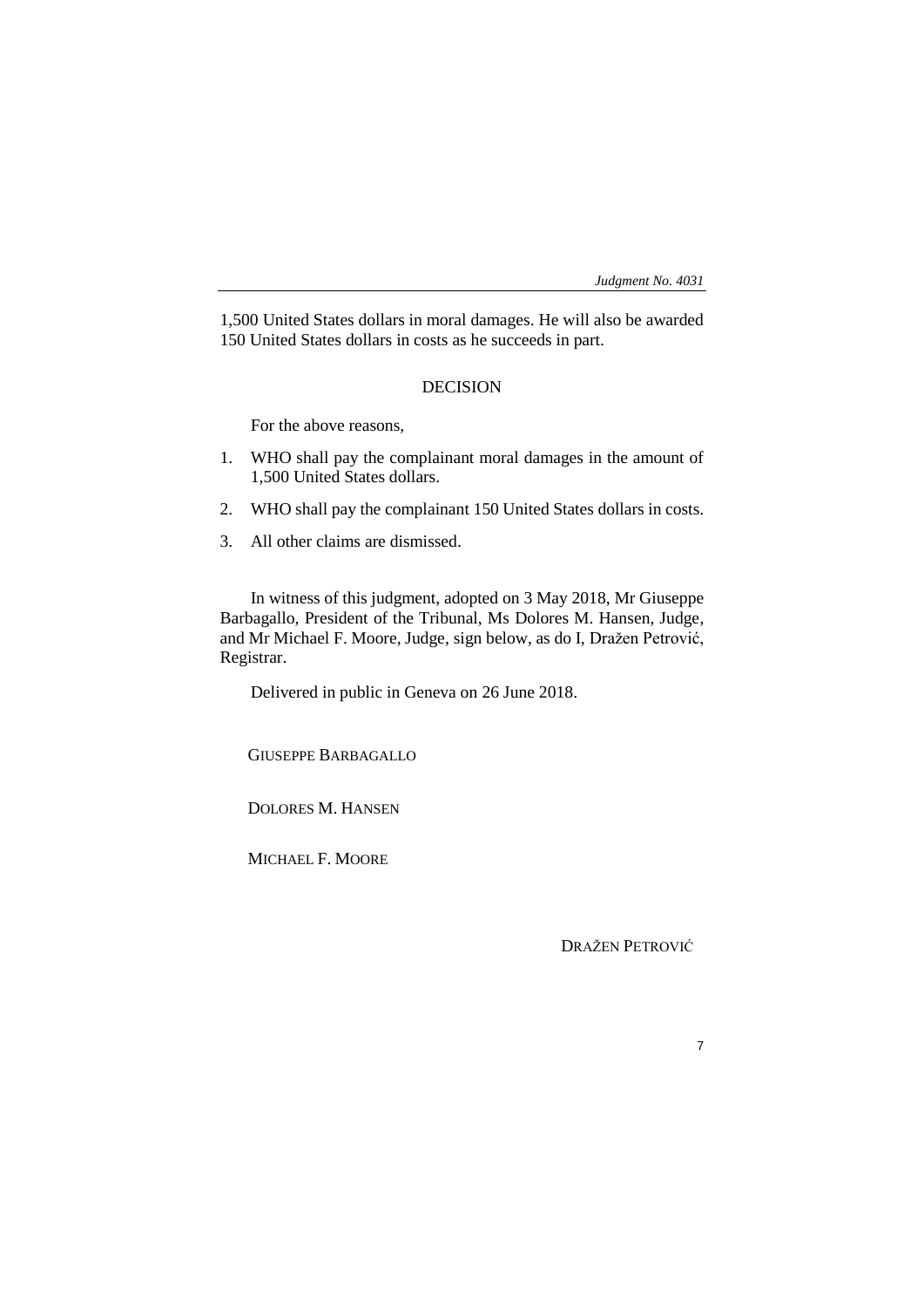1,500 United States dollars in moral damages. He will also be awarded 150 United States dollars in costs as he succeeds in part.

## DECISION

For the above reasons,

1. WHO shall pay the complainant moral damages in the amount of 1,500 United States dollars.
2. WHO shall pay the complainant 150 United States dollars in costs.
3. All other claims are dismissed.

In witness of this judgment, adopted on 3 May 2018, Mr Giuseppe Barbagallo, President of the Tribunal, Ms Dolores M. Hansen, Judge, and Mr Michael F. Moore, Judge, sign below, as do I, Dražen Petrović, Registrar.

Delivered in public in Geneva on 26 June 2018.

GIUSEPPE BARBAGALLO

DOLORES M. HANSEN

MICHAEL F. MOORE

DRAŽEN PETROVIĆ